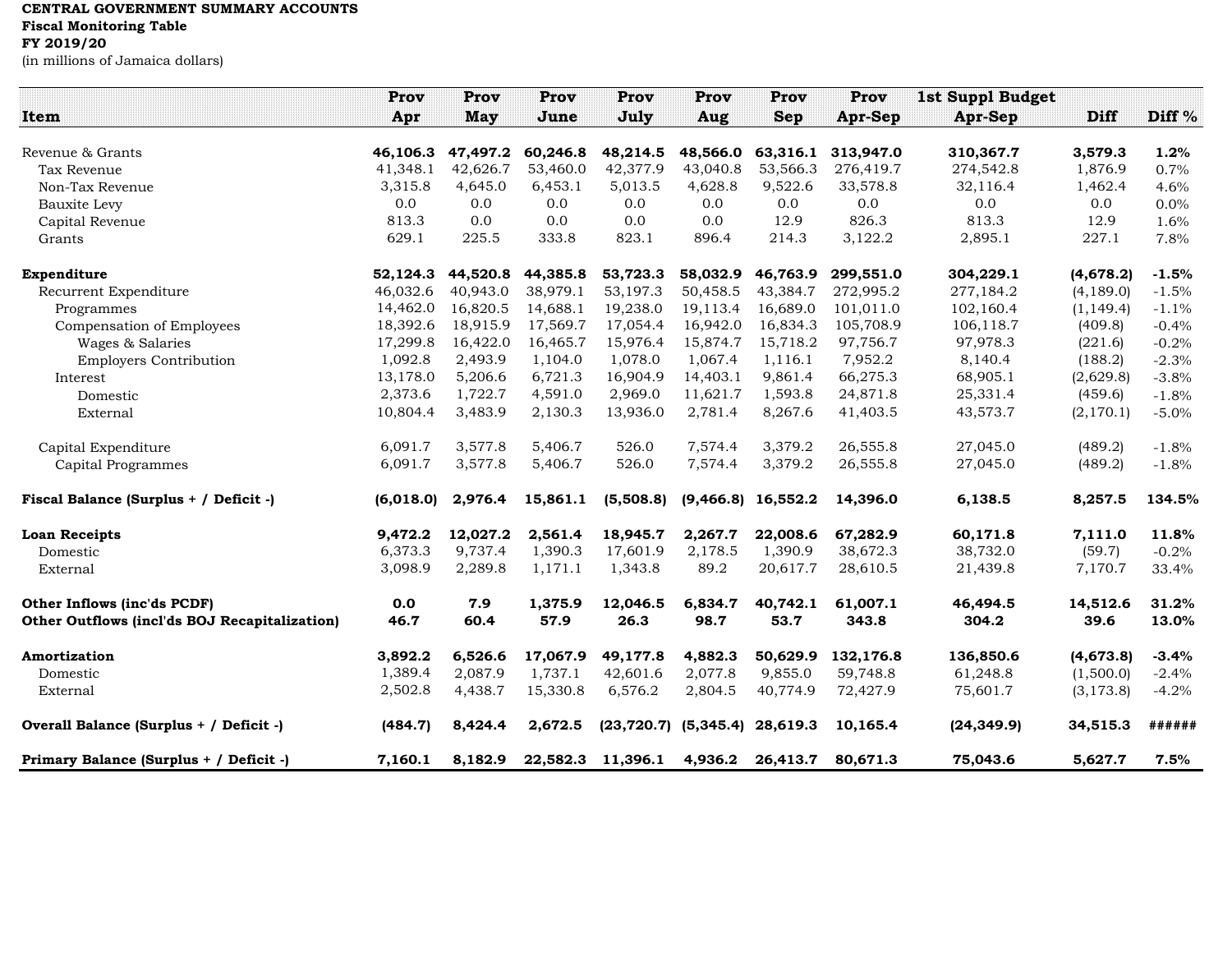**CENTRAL GOVERNMENT SUMMARY ACCOUNTS**
**Fiscal Monitoring Table**
**FY 2019/20**
(in millions of Jamaica dollars)

| Item | Prov Apr | Prov May | Prov June | Prov July | Prov Aug | Prov Sep | Prov Apr-Sep | 1st Suppl Budget Apr-Sep | Diff | Diff % |
|---|---|---|---|---|---|---|---|---|---|---|
| **Revenue & Grants** | **46,106.3** | **47,497.2** | **60,246.8** | **48,214.5** | **48,566.0** | **63,316.1** | **313,947.0** | **310,367.7** | **3,579.3** | **1.2%** |
| Tax Revenue | 41,348.1 | 42,626.7 | 53,460.0 | 42,377.9 | 43,040.8 | 53,566.3 | 276,419.7 | 274,542.8 | 1,876.9 | 0.7% |
| Non-Tax Revenue | 3,315.8 | 4,645.0 | 6,453.1 | 5,013.5 | 4,628.8 | 9,522.6 | 33,578.8 | 32,116.4 | 1,462.4 | 4.6% |
| Bauxite Levy | 0.0 | 0.0 | 0.0 | 0.0 | 0.0 | 0.0 | 0.0 | 0.0 | 0.0 | 0.0% |
| Capital Revenue | 813.3 | 0.0 | 0.0 | 0.0 | 0.0 | 12.9 | 826.3 | 813.3 | 12.9 | 1.6% |
| Grants | 629.1 | 225.5 | 333.8 | 823.1 | 896.4 | 214.3 | 3,122.2 | 2,895.1 | 227.1 | 7.8% |
| **Expenditure** | **52,124.3** | **44,520.8** | **44,385.8** | **53,723.3** | **58,032.9** | **46,763.9** | **299,551.0** | **304,229.1** | **(4,678.2)** | **-1.5%** |
| Recurrent Expenditure | 46,032.6 | 40,943.0 | 38,979.1 | 53,197.3 | 50,458.5 | 43,384.7 | 272,995.2 | 277,184.2 | (4,189.0) | -1.5% |
| Programmes | 14,462.0 | 16,820.5 | 14,688.1 | 19,238.0 | 19,113.4 | 16,689.0 | 101,011.0 | 102,160.4 | (1,149.4) | -1.1% |
| Compensation of Employees | 18,392.6 | 18,915.9 | 17,569.7 | 17,054.4 | 16,942.0 | 16,834.3 | 105,708.9 | 106,118.7 | (409.8) | -0.4% |
| Wages & Salaries | 17,299.8 | 16,422.0 | 16,465.7 | 15,976.4 | 15,874.7 | 15,718.2 | 97,756.7 | 97,978.3 | (221.6) | -0.2% |
| Employers Contribution | 1,092.8 | 2,493.9 | 1,104.0 | 1,078.0 | 1,067.4 | 1,116.1 | 7,952.2 | 8,140.4 | (188.2) | -2.3% |
| Interest | 13,178.0 | 5,206.6 | 6,721.3 | 16,904.9 | 14,403.1 | 9,861.4 | 66,275.3 | 68,905.1 | (2,629.8) | -3.8% |
| Domestic | 2,373.6 | 1,722.7 | 4,591.0 | 2,969.0 | 11,621.7 | 1,593.8 | 24,871.8 | 25,331.4 | (459.6) | -1.8% |
| External | 10,804.4 | 3,483.9 | 2,130.3 | 13,936.0 | 2,781.4 | 8,267.6 | 41,403.5 | 43,573.7 | (2,170.1) | -5.0% |
| Capital Expenditure | 6,091.7 | 3,577.8 | 5,406.7 | 526.0 | 7,574.4 | 3,379.2 | 26,555.8 | 27,045.0 | (489.2) | -1.8% |
| Capital Programmes | 6,091.7 | 3,577.8 | 5,406.7 | 526.0 | 7,574.4 | 3,379.2 | 26,555.8 | 27,045.0 | (489.2) | -1.8% |
| **Fiscal Balance (Surplus + / Deficit -)** | **(6,018.0)** | **2,976.4** | **15,861.1** | **(5,508.8)** | **(9,466.8)** | **16,552.2** | **14,396.0** | **6,138.5** | **8,257.5** | **134.5%** |
| **Loan Receipts** | **9,472.2** | **12,027.2** | **2,561.4** | **18,945.7** | **2,267.7** | **22,008.6** | **67,282.9** | **60,171.8** | **7,111.0** | **11.8%** |
| Domestic | 6,373.3 | 9,737.4 | 1,390.3 | 17,601.9 | 2,178.5 | 1,390.9 | 38,672.3 | 38,732.0 | (59.7) | -0.2% |
| External | 3,098.9 | 2,289.8 | 1,171.1 | 1,343.8 | 89.2 | 20,617.7 | 28,610.5 | 21,439.8 | 7,170.7 | 33.4% |
| **Other Inflows (inc'ds PCDF)** | **0.0** | **7.9** | **1,375.9** | **12,046.5** | **6,834.7** | **40,742.1** | **61,007.1** | **46,494.5** | **14,512.6** | **31.2%** |
| **Other Outflows (incl'ds BOJ Recapitalization)** | **46.7** | **60.4** | **57.9** | **26.3** | **98.7** | **53.7** | **343.8** | **304.2** | **39.6** | **13.0%** |
| **Amortization** | **3,892.2** | **6,526.6** | **17,067.9** | **49,177.8** | **4,882.3** | **50,629.9** | **132,176.8** | **136,850.6** | **(4,673.8)** | **-3.4%** |
| Domestic | 1,389.4 | 2,087.9 | 1,737.1 | 42,601.6 | 2,077.8 | 9,855.0 | 59,748.8 | 61,248.8 | (1,500.0) | -2.4% |
| External | 2,502.8 | 4,438.7 | 15,330.8 | 6,576.2 | 2,804.5 | 40,774.9 | 72,427.9 | 75,601.7 | (3,173.8) | -4.2% |
| **Overall Balance (Surplus + / Deficit -)** | **(484.7)** | **8,424.4** | **2,672.5** | **(23,720.7)** | **(5,345.4)** | **28,619.3** | **10,165.4** | **(24,349.9)** | **34,515.3** | **######** |
| **Primary Balance (Surplus + / Deficit -)** | **7,160.1** | **8,182.9** | **22,582.3** | **11,396.1** | **4,936.2** | **26,413.7** | **80,671.3** | **75,043.6** | **5,627.7** | **7.5%** |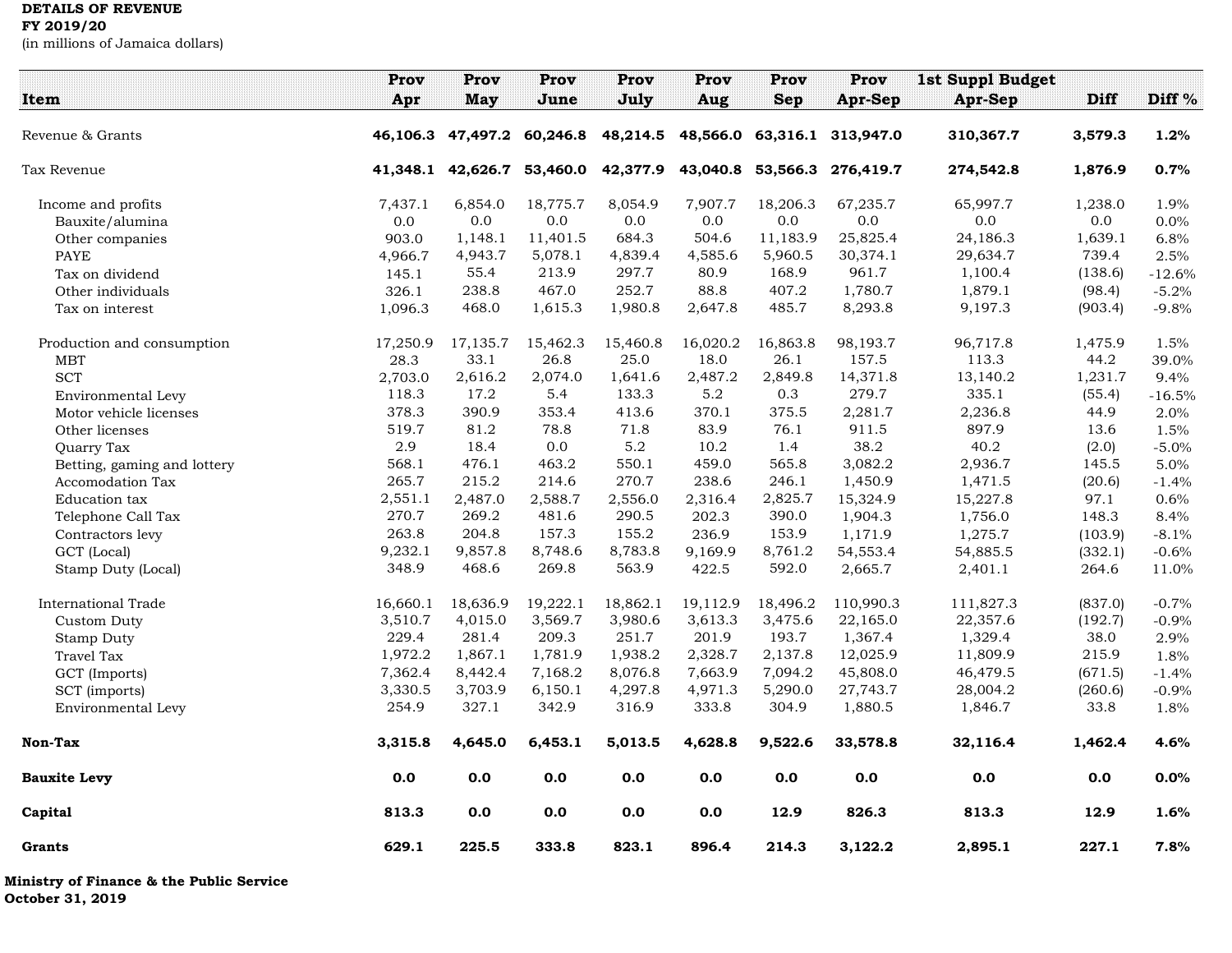**DETAILS OF REVENUE**
**FY 2019/20**
(in millions of Jamaica dollars)

| Item | Prov Apr | Prov May | Prov June | Prov July | Prov Aug | Prov Sep | Prov Apr-Sep | 1st Suppl Budget Apr-Sep | Diff | Diff % |
|---|---|---|---|---|---|---|---|---|---|---|
| Revenue & Grants | **46,106.3** | **47,497.2** | **60,246.8** | **48,214.5** | **48,566.0** | **63,316.1** | **313,947.0** | **310,367.7** | **3,579.3** | **1.2%** |
| Tax Revenue | **41,348.1** | **42,626.7** | **53,460.0** | **42,377.9** | **43,040.8** | **53,566.3** | **276,419.7** | **274,542.8** | **1,876.9** | **0.7%** |
| Income and profits | 7,437.1 | 6,854.0 | 18,775.7 | 8,054.9 | 7,907.7 | 18,206.3 | 67,235.7 | 65,997.7 | 1,238.0 | 1.9% |
| Bauxite/alumina | 0.0 | 0.0 | 0.0 | 0.0 | 0.0 | 0.0 | 0.0 | 0.0 | 0.0 | 0.0% |
| Other companies | 903.0 | 1,148.1 | 11,401.5 | 684.3 | 504.6 | 11,183.9 | 25,825.4 | 24,186.3 | 1,639.1 | 6.8% |
| PAYE | 4,966.7 | 4,943.7 | 5,078.1 | 4,839.4 | 4,585.6 | 5,960.5 | 30,374.1 | 29,634.7 | 739.4 | 2.5% |
| Tax on dividend | 145.1 | 55.4 | 213.9 | 297.7 | 80.9 | 168.9 | 961.7 | 1,100.4 | (138.6) | -12.6% |
| Other individuals | 326.1 | 238.8 | 467.0 | 252.7 | 88.8 | 407.2 | 1,780.7 | 1,879.1 | (98.4) | -5.2% |
| Tax on interest | 1,096.3 | 468.0 | 1,615.3 | 1,980.8 | 2,647.8 | 485.7 | 8,293.8 | 9,197.3 | (903.4) | -9.8% |
| Production and consumption | 17,250.9 | 17,135.7 | 15,462.3 | 15,460.8 | 16,020.2 | 16,863.8 | 98,193.7 | 96,717.8 | 1,475.9 | 1.5% |
| MBT | 28.3 | 33.1 | 26.8 | 25.0 | 18.0 | 26.1 | 157.5 | 113.3 | 44.2 | 39.0% |
| SCT | 2,703.0 | 2,616.2 | 2,074.0 | 1,641.6 | 2,487.2 | 2,849.8 | 14,371.8 | 13,140.2 | 1,231.7 | 9.4% |
| Environmental Levy | 118.3 | 17.2 | 5.4 | 133.3 | 5.2 | 0.3 | 279.7 | 335.1 | (55.4) | -16.5% |
| Motor vehicle licenses | 378.3 | 390.9 | 353.4 | 413.6 | 370.1 | 375.5 | 2,281.7 | 2,236.8 | 44.9 | 2.0% |
| Other licenses | 519.7 | 81.2 | 78.8 | 71.8 | 83.9 | 76.1 | 911.5 | 897.9 | 13.6 | 1.5% |
| Quarry Tax | 2.9 | 18.4 | 0.0 | 5.2 | 10.2 | 1.4 | 38.2 | 40.2 | (2.0) | -5.0% |
| Betting, gaming and lottery | 568.1 | 476.1 | 463.2 | 550.1 | 459.0 | 565.8 | 3,082.2 | 2,936.7 | 145.5 | 5.0% |
| Accomodation Tax | 265.7 | 215.2 | 214.6 | 270.7 | 238.6 | 246.1 | 1,450.9 | 1,471.5 | (20.6) | -1.4% |
| Education tax | 2,551.1 | 2,487.0 | 2,588.7 | 2,556.0 | 2,316.4 | 2,825.7 | 15,324.9 | 15,227.8 | 97.1 | 0.6% |
| Telephone Call Tax | 270.7 | 269.2 | 481.6 | 290.5 | 202.3 | 390.0 | 1,904.3 | 1,756.0 | 148.3 | 8.4% |
| Contractors levy | 263.8 | 204.8 | 157.3 | 155.2 | 236.9 | 153.9 | 1,171.9 | 1,275.7 | (103.9) | -8.1% |
| GCT (Local) | 9,232.1 | 9,857.8 | 8,748.6 | 8,783.8 | 9,169.9 | 8,761.2 | 54,553.4 | 54,885.5 | (332.1) | -0.6% |
| Stamp Duty (Local) | 348.9 | 468.6 | 269.8 | 563.9 | 422.5 | 592.0 | 2,665.7 | 2,401.1 | 264.6 | 11.0% |
| International Trade | 16,660.1 | 18,636.9 | 19,222.1 | 18,862.1 | 19,112.9 | 18,496.2 | 110,990.3 | 111,827.3 | (837.0) | -0.7% |
| Custom Duty | 3,510.7 | 4,015.0 | 3,569.7 | 3,980.6 | 3,613.3 | 3,475.6 | 22,165.0 | 22,357.6 | (192.7) | -0.9% |
| Stamp Duty | 229.4 | 281.4 | 209.3 | 251.7 | 201.9 | 193.7 | 1,367.4 | 1,329.4 | 38.0 | 2.9% |
| Travel Tax | 1,972.2 | 1,867.1 | 1,781.9 | 1,938.2 | 2,328.7 | 2,137.8 | 12,025.9 | 11,809.9 | 215.9 | 1.8% |
| GCT (Imports) | 7,362.4 | 8,442.4 | 7,168.2 | 8,076.8 | 7,663.9 | 7,094.2 | 45,808.0 | 46,479.5 | (671.5) | -1.4% |
| SCT (imports) | 3,330.5 | 3,703.9 | 6,150.1 | 4,297.8 | 4,971.3 | 5,290.0 | 27,743.7 | 28,004.2 | (260.6) | -0.9% |
| Environmental Levy | 254.9 | 327.1 | 342.9 | 316.9 | 333.8 | 304.9 | 1,880.5 | 1,846.7 | 33.8 | 1.8% |
| **Non-Tax** | **3,315.8** | **4,645.0** | **6,453.1** | **5,013.5** | **4,628.8** | **9,522.6** | **33,578.8** | **32,116.4** | **1,462.4** | **4.6%** |
| **Bauxite Levy** | **0.0** | **0.0** | **0.0** | **0.0** | **0.0** | **0.0** | **0.0** | **0.0** | **0.0** | **0.0%** |
| **Capital** | **813.3** | **0.0** | **0.0** | **0.0** | **0.0** | **12.9** | **826.3** | **813.3** | **12.9** | **1.6%** |
| **Grants** | **629.1** | **225.5** | **333.8** | **823.1** | **896.4** | **214.3** | **3,122.2** | **2,895.1** | **227.1** | **7.8%** |

**Ministry of Finance & the Public Service**
**October 31, 2019**